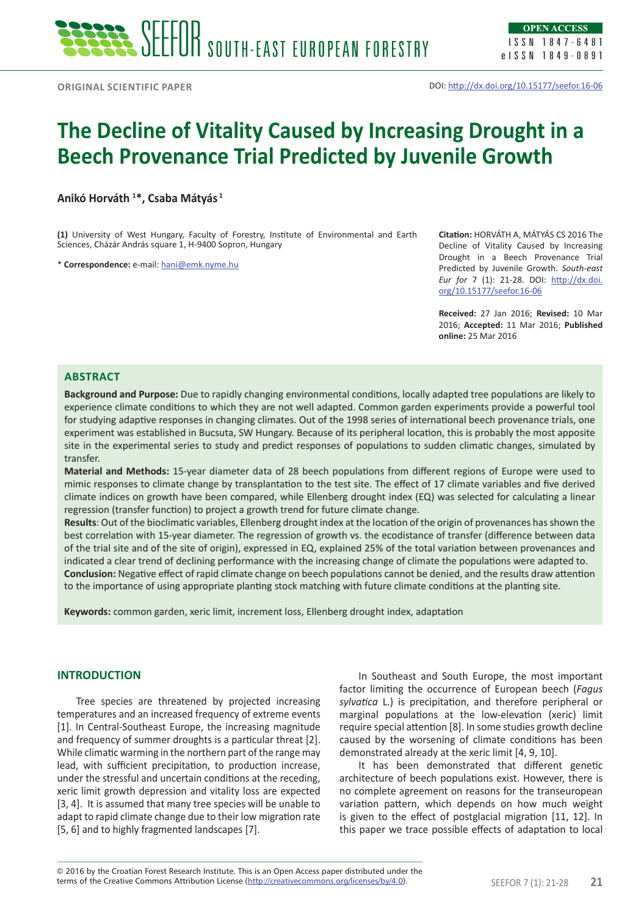ORIGINAL SCIENTIFIC PAPER

DOI: http://dx.doi.org/10.15177/seefor.16-06

# The Decline of Vitality Caused by Increasing Drought in a Beech Provenance Trial Predicted by Juvenile Growth

**Anikó Horváth [1]*, Csaba Mátyás [1]**

**(1)** University of West Hungary, Faculty of Forestry, Institute of Environmental and Earth Sciences, Cházár András square 1, H-9400 Sopron, Hungary

\* **Correspondence:** e-mail: hani@emk.nyme.hu

**Citation:** HORVÁTH A, MÁTYÁS CS 2016 The Decline of Vitality Caused by Increasing Drought in a Beech Provenance Trial Predicted by Juvenile Growth. *South-east Eur for* 7 (1): 21-28. DOI: http://dx.doi.org/10.15177/seefor.16-06

**Received:** 27 Jan 2016; **Revised:** 10 Mar 2016; **Accepted:** 11 Mar 2016; **Published online:** 25 Mar 2016

## ABSTRACT

**Background and Purpose:** Due to rapidly changing environmental conditions, locally adapted tree populations are likely to experience climate conditions to which they are not well adapted. Common garden experiments provide a powerful tool for studying adaptive responses in changing climates. Out of the 1998 series of international beech provenance trials, one experiment was established in Bucsuta, SW Hungary. Because of its peripheral location, this is probably the most apposite site in the experimental series to study and predict responses of populations to sudden climatic changes, simulated by transfer.

**Material and Methods:** 15-year diameter data of 28 beech populations from different regions of Europe were used to mimic responses to climate change by transplantation to the test site. The effect of 17 climate variables and five derived climate indices on growth have been compared, while Ellenberg drought index (EQ) was selected for calculating a linear regression (transfer function) to project a growth trend for future climate change.

**Results**: Out of the bioclimatic variables, Ellenberg drought index at the location of the origin of provenances has shown the best correlation with 15-year diameter. The regression of growth vs. the ecodistance of transfer (difference between data of the trial site and of the site of origin), expressed in EQ, explained 25% of the total variation between provenances and indicated a clear trend of declining performance with the increasing change of climate the populations were adapted to.

**Conclusion:** Negative effect of rapid climate change on beech populations cannot be denied, and the results draw attention to the importance of using appropriate planting stock matching with future climate conditions at the planting site.

**Keywords:** common garden, xeric limit, increment loss, Ellenberg drought index, adaptation

## INTRODUCTION

Tree species are threatened by projected increasing temperatures and an increased frequency of extreme events [1]. In Central-Southeast Europe, the increasing magnitude and frequency of summer droughts is a particular threat [2]. While climatic warming in the northern part of the range may lead, with sufficient precipitation, to production increase, under the stressful and uncertain conditions at the receding, xeric limit growth depression and vitality loss are expected [3, 4]. It is assumed that many tree species will be unable to adapt to rapid climate change due to their low migration rate [5, 6] and to highly fragmented landscapes [7].

In Southeast and South Europe, the most important factor limiting the occurrence of European beech (*Fagus sylvatica* L.) is precipitation, and therefore peripheral or marginal populations at the low-elevation (xeric) limit require special attention [8]. In some studies growth decline caused by the worsening of climate conditions has been demonstrated already at the xeric limit [4, 9, 10].

It has been demonstrated that different genetic architecture of beech populations exist. However, there is no complete agreement on reasons for the transeuropean variation pattern, which depends on how much weight is given to the effect of postglacial migration [11, 12]. In this paper we trace possible effects of adaptation to local

© 2016 by the Croatian Forest Research Institute. This is an Open Access paper distributed under the terms of the Creative Commons Attribution License (http://creativecommons.org/licenses/by/4.0).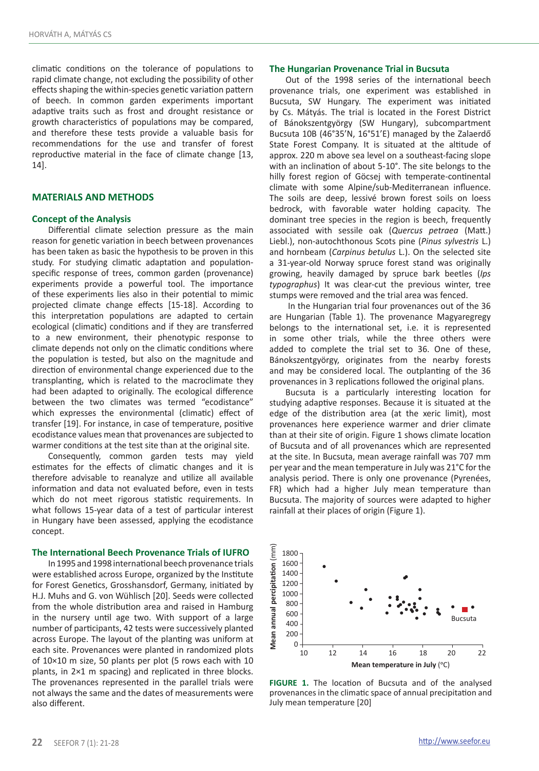climatic conditions on the tolerance of populations to rapid climate change, not excluding the possibility of other effects shaping the within-species genetic variation pattern of beech. In common garden experiments important adaptive traits such as frost and drought resistance or growth characteristics of populations may be compared, and therefore these tests provide a valuable basis for recommendations for the use and transfer of forest reproductive material in the face of climate change [13, 14].

## MATERIALS AND METHODS

### Concept of the Analysis

Differential climate selection pressure as the main reason for genetic variation in beech between provenances has been taken as basic the hypothesis to be proven in this study. For studying climatic adaptation and population-specific response of trees, common garden (provenance) experiments provide a powerful tool. The importance of these experiments lies also in their potential to mimic projected climate change effects [15-18]. According to this interpretation populations are adapted to certain ecological (climatic) conditions and if they are transferred to a new environment, their phenotypic response to climate depends not only on the climatic conditions where the population is tested, but also on the magnitude and direction of environmental change experienced due to the transplanting, which is related to the macroclimate they had been adapted to originally. The ecological difference between the two climates was termed "ecodistance" which expresses the environmental (climatic) effect of transfer [19]. For instance, in case of temperature, positive ecodistance values mean that provenances are subjected to warmer conditions at the test site than at the original site.

Consequently, common garden tests may yield estimates for the effects of climatic changes and it is therefore advisable to reanalyze and utilize all available information and data not evaluated before, even in tests which do not meet rigorous statistic requirements. In what follows 15-year data of a test of particular interest in Hungary have been assessed, applying the ecodistance concept.

### The International Beech Provenance Trials of IUFRO

In 1995 and 1998 international beech provenance trials were established across Europe, organized by the Institute for Forest Genetics, Grosshansdorf, Germany, initiated by H.J. Muhs and G. von Wühlisch [20]. Seeds were collected from the whole distribution area and raised in Hamburg in the nursery until age two. With support of a large number of participants, 42 tests were successively planted across Europe. The layout of the planting was uniform at each site. Provenances were planted in randomized plots of 10×10 m size, 50 plants per plot (5 rows each with 10 plants, in 2×1 m spacing) and replicated in three blocks. The provenances represented in the parallel trials were not always the same and the dates of measurements were also different.

### The Hungarian Provenance Trial in Bucsuta

Out of the 1998 series of the international beech provenance trials, one experiment was established in Bucsuta, SW Hungary. The experiment was initiated by Cs. Mátyás. The trial is located in the Forest District of Bánokszentgyörgy (SW Hungary), subcompartment Bucsuta 10B (46°35'N, 16°51'E) managed by the Zalaerdő State Forest Company. It is situated at the altitude of approx. 220 m above sea level on a southeast-facing slope with an inclination of about 5-10°. The site belongs to the hilly forest region of Göcsej with temperate-continental climate with some Alpine/sub-Mediterranean influence. The soils are deep, lessivé brown forest soils on loess bedrock, with favorable water holding capacity. The dominant tree species in the region is beech, frequently associated with sessile oak (*Quercus petraea* (Matt.) Liebl.), non-autochthonous Scots pine (*Pinus sylvestris* L.) and hornbeam (*Carpinus betulus* L.). On the selected site a 31-year-old Norway spruce forest stand was originally growing, heavily damaged by spruce bark beetles (*Ips typographus*) It was clear-cut the previous winter, tree stumps were removed and the trial area was fenced.

In the Hungarian trial four provenances out of the 36 are Hungarian (Table 1). The provenance Magyaregregy belongs to the international set, i.e. it is represented in some other trials, while the three others were added to complete the trial set to 36. One of these, Bánokszentgyörgy, originates from the nearby forests and may be considered local. The outplanting of the 36 provenances in 3 replications followed the original plans.

Bucsuta is a particularly interesting location for studying adaptive responses. Because it is situated at the edge of the distribution area (at the xeric limit), most provenances here experience warmer and drier climate than at their site of origin. Figure 1 shows climate location of Bucsuta and of all provenances which are represented at the site. In Bucsuta, mean average rainfall was 707 mm per year and the mean temperature in July was 21°C for the analysis period. There is only one provenance (Pyrenées, FR) which had a higher July mean temperature than Bucsuta. The majority of sources were adapted to higher rainfall at their places of origin (Figure 1).

**FIGURE 1.** The location of Bucsuta and of the analysed provenances in the climatic space of annual precipitation and July mean temperature [20]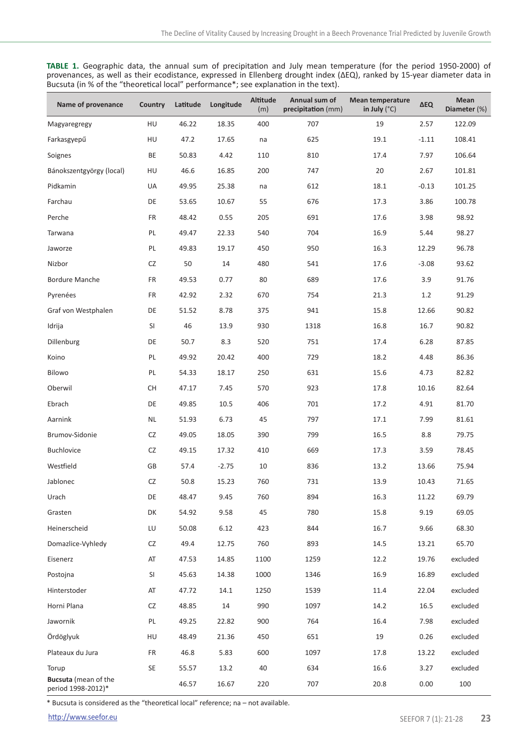**TABLE 1.** Geographic data, the annual sum of precipitation and July mean temperature (for the period 1950-2000) of provenances, as well as their ecodistance, expressed in Ellenberg drought index (ΔEQ), ranked by 15-year diameter data in Bucsuta (in % of the "theoretical local" performance*; see explanation in the text).

| Name of provenance | Country | Latitude | Longitude | Altitude (m) | Annual sum of precipitation (mm) | Mean temperature in July (°C) | ΔEQ | Mean Diameter (%) |
|---|---|---|---|---|---|---|---|---|
| Magyaregregy | HU | 46.22 | 18.35 | 400 | 707 | 19 | 2.57 | 122.09 |
| Farkasgyepű | HU | 47.2 | 17.65 | na | 625 | 19.1 | -1.11 | 108.41 |
| Soignes | BE | 50.83 | 4.42 | 110 | 810 | 17.4 | 7.97 | 106.64 |
| Bánokszentgyörgy (local) | HU | 46.6 | 16.85 | 200 | 747 | 20 | 2.67 | 101.81 |
| Pidkamin | UA | 49.95 | 25.38 | na | 612 | 18.1 | -0.13 | 101.25 |
| Farchau | DE | 53.65 | 10.67 | 55 | 676 | 17.3 | 3.86 | 100.78 |
| Perche | FR | 48.42 | 0.55 | 205 | 691 | 17.6 | 3.98 | 98.92 |
| Tarwana | PL | 49.47 | 22.33 | 540 | 704 | 16.9 | 5.44 | 98.27 |
| Jaworze | PL | 49.83 | 19.17 | 450 | 950 | 16.3 | 12.29 | 96.78 |
| Nizbor | CZ | 50 | 14 | 480 | 541 | 17.6 | -3.08 | 93.62 |
| Bordure Manche | FR | 49.53 | 0.77 | 80 | 689 | 17.6 | 3.9 | 91.76 |
| Pyrenées | FR | 42.92 | 2.32 | 670 | 754 | 21.3 | 1.2 | 91.29 |
| Graf von Westphalen | DE | 51.52 | 8.78 | 375 | 941 | 15.8 | 12.66 | 90.82 |
| Idrija | SI | 46 | 13.9 | 930 | 1318 | 16.8 | 16.7 | 90.82 |
| Dillenburg | DE | 50.7 | 8.3 | 520 | 751 | 17.4 | 6.28 | 87.85 |
| Koino | PL | 49.92 | 20.42 | 400 | 729 | 18.2 | 4.48 | 86.36 |
| Bilowo | PL | 54.33 | 18.17 | 250 | 631 | 15.6 | 4.73 | 82.82 |
| Oberwil | CH | 47.17 | 7.45 | 570 | 923 | 17.8 | 10.16 | 82.64 |
| Ebrach | DE | 49.85 | 10.5 | 406 | 701 | 17.2 | 4.91 | 81.70 |
| Aarnink | NL | 51.93 | 6.73 | 45 | 797 | 17.1 | 7.99 | 81.61 |
| Brumov-Sidonie | CZ | 49.05 | 18.05 | 390 | 799 | 16.5 | 8.8 | 79.75 |
| Buchlovice | CZ | 49.15 | 17.32 | 410 | 669 | 17.3 | 3.59 | 78.45 |
| Westfield | GB | 57.4 | -2.75 | 10 | 836 | 13.2 | 13.66 | 75.94 |
| Jablonec | CZ | 50.8 | 15.23 | 760 | 731 | 13.9 | 10.43 | 71.65 |
| Urach | DE | 48.47 | 9.45 | 760 | 894 | 16.3 | 11.22 | 69.79 |
| Grasten | DK | 54.92 | 9.58 | 45 | 780 | 15.8 | 9.19 | 69.05 |
| Heinerscheid | LU | 50.08 | 6.12 | 423 | 844 | 16.7 | 9.66 | 68.30 |
| Domazlice-Vyhledy | CZ | 49.4 | 12.75 | 760 | 893 | 14.5 | 13.21 | 65.70 |
| Eisenerz | AT | 47.53 | 14.85 | 1100 | 1259 | 12.2 | 19.76 | excluded |
| Postojna | SI | 45.63 | 14.38 | 1000 | 1346 | 16.9 | 16.89 | excluded |
| Hinterstoder | AT | 47.72 | 14.1 | 1250 | 1539 | 11.4 | 22.04 | excluded |
| Horni Plana | CZ | 48.85 | 14 | 990 | 1097 | 14.2 | 16.5 | excluded |
| Jawornik | PL | 49.25 | 22.82 | 900 | 764 | 16.4 | 7.98 | excluded |
| Ördöglyuk | HU | 48.49 | 21.36 | 450 | 651 | 19 | 0.26 | excluded |
| Plateaux du Jura | FR | 46.8 | 5.83 | 600 | 1097 | 17.8 | 13.22 | excluded |
| Torup | SE | 55.57 | 13.2 | 40 | 634 | 16.6 | 3.27 | excluded |
| **Bucsuta** (mean of the period 1998-2012)* | | 46.57 | 16.67 | 220 | 707 | 20.8 | 0.00 | 100 |

\* Bucsuta is considered as the "theoretical local" reference; na – not available.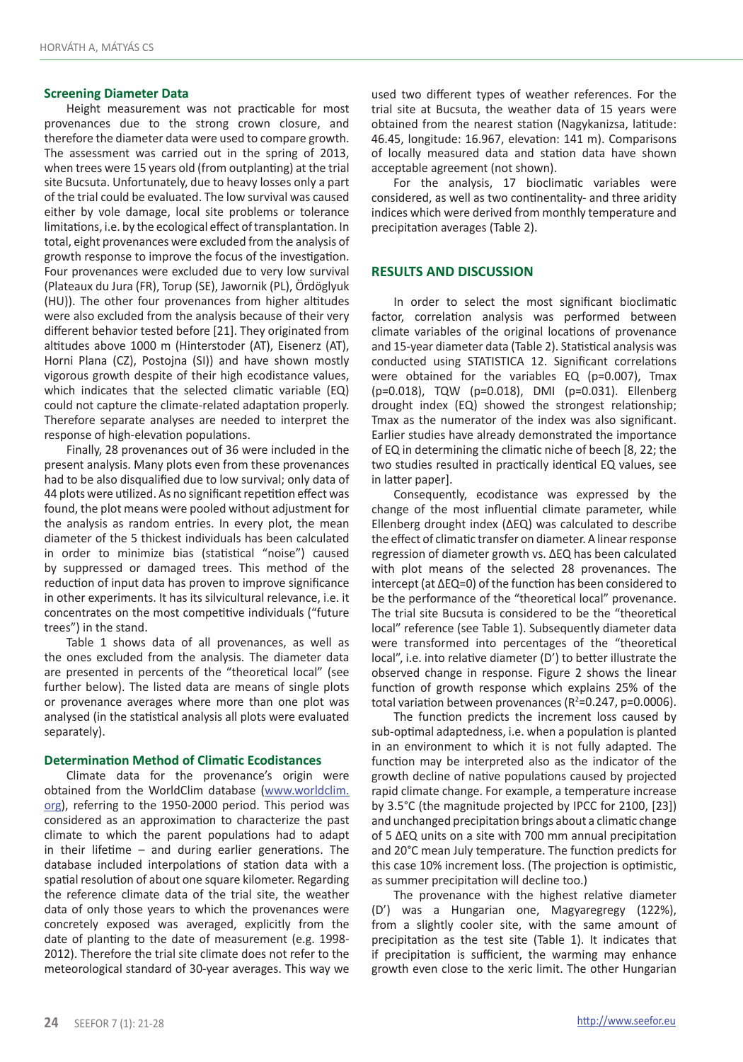### Screening Diameter Data

Height measurement was not practicable for most provenances due to the strong crown closure, and therefore the diameter data were used to compare growth. The assessment was carried out in the spring of 2013, when trees were 15 years old (from outplanting) at the trial site Bucsuta. Unfortunately, due to heavy losses only a part of the trial could be evaluated. The low survival was caused either by vole damage, local site problems or tolerance limitations, i.e. by the ecological effect of transplantation. In total, eight provenances were excluded from the analysis of growth response to improve the focus of the investigation. Four provenances were excluded due to very low survival (Plateaux du Jura (FR), Torup (SE), Jawornik (PL), Ördöglyuk (HU)). The other four provenances from higher altitudes were also excluded from the analysis because of their very different behavior tested before [21]. They originated from altitudes above 1000 m (Hinterstoder (AT), Eisenerz (AT), Horni Plana (CZ), Postojna (SI)) and have shown mostly vigorous growth despite of their high ecodistance values, which indicates that the selected climatic variable (EQ) could not capture the climate-related adaptation properly. Therefore separate analyses are needed to interpret the response of high-elevation populations.

Finally, 28 provenances out of 36 were included in the present analysis. Many plots even from these provenances had to be also disqualified due to low survival; only data of 44 plots were utilized. As no significant repetition effect was found, the plot means were pooled without adjustment for the analysis as random entries. In every plot, the mean diameter of the 5 thickest individuals has been calculated in order to minimize bias (statistical "noise") caused by suppressed or damaged trees. This method of the reduction of input data has proven to improve significance in other experiments. It has its silvicultural relevance, i.e. it concentrates on the most competitive individuals ("future trees") in the stand.

Table 1 shows data of all provenances, as well as the ones excluded from the analysis. The diameter data are presented in percents of the "theoretical local" (see further below). The listed data are means of single plots or provenance averages where more than one plot was analysed (in the statistical analysis all plots were evaluated separately).

### Determination Method of Climatic Ecodistances

Climate data for the provenance's origin were obtained from the WorldClim database (www.worldclim.org), referring to the 1950-2000 period. This period was considered as an approximation to characterize the past climate to which the parent populations had to adapt in their lifetime – and during earlier generations. The database included interpolations of station data with a spatial resolution of about one square kilometer. Regarding the reference climate data of the trial site, the weather data of only those years to which the provenances were concretely exposed was averaged, explicitly from the date of planting to the date of measurement (e.g. 1998-2012). Therefore the trial site climate does not refer to the meteorological standard of 30-year averages. This way we used two different types of weather references. For the trial site at Bucsuta, the weather data of 15 years were obtained from the nearest station (Nagykanizsa, latitude: 46.45, longitude: 16.967, elevation: 141 m). Comparisons of locally measured data and station data have shown acceptable agreement (not shown).

For the analysis, 17 bioclimatic variables were considered, as well as two continentality- and three aridity indices which were derived from monthly temperature and precipitation averages (Table 2).

## RESULTS AND DISCUSSION

In order to select the most significant bioclimatic factor, correlation analysis was performed between climate variables of the original locations of provenance and 15-year diameter data (Table 2). Statistical analysis was conducted using STATISTICA 12. Significant correlations were obtained for the variables EQ ($p$=0.007), Tmax ($p$=0.018), TQW ($p$=0.018), DMI ($p$=0.031). Ellenberg drought index (EQ) showed the strongest relationship; Tmax as the numerator of the index was also significant. Earlier studies have already demonstrated the importance of EQ in determining the climatic niche of beech [8, 22; the two studies resulted in practically identical EQ values, see in latter paper].

Consequently, ecodistance was expressed by the change of the most influential climate parameter, while Ellenberg drought index (ΔEQ) was calculated to describe the effect of climatic transfer on diameter. A linear response regression of diameter growth vs. ΔEQ has been calculated with plot means of the selected 28 provenances. The intercept (at ΔEQ=0) of the function has been considered to be the performance of the "theoretical local" provenance. The trial site Bucsuta is considered to be the "theoretical local" reference (see Table 1). Subsequently diameter data were transformed into percentages of the "theoretical local", i.e. into relative diameter (D') to better illustrate the observed change in response. Figure 2 shows the linear function of growth response which explains 25% of the total variation between provenances ($R^2$=0.247, $p$=0.0006).

The function predicts the increment loss caused by sub-optimal adaptedness, i.e. when a population is planted in an environment to which it is not fully adapted. The function may be interpreted also as the indicator of the growth decline of native populations caused by projected rapid climate change. For example, a temperature increase by 3.5°C (the magnitude projected by IPCC for 2100, [23]) and unchanged precipitation brings about a climatic change of 5 ΔEQ units on a site with 700 mm annual precipitation and 20°C mean July temperature. The function predicts for this case 10% increment loss. (The projection is optimistic, as summer precipitation will decline too.)

The provenance with the highest relative diameter (D') was a Hungarian one, Magyaregregy (122%), from a slightly cooler site, with the same amount of precipitation as the test site (Table 1). It indicates that if precipitation is sufficient, the warming may enhance growth even close to the xeric limit. The other Hungarian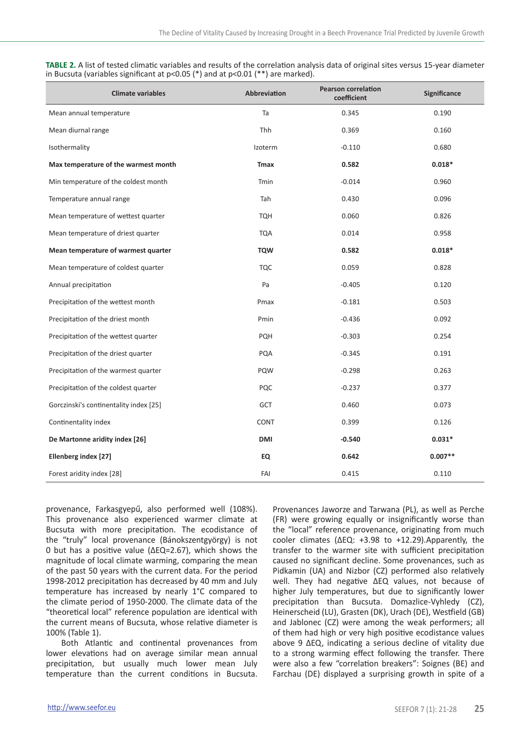**TABLE 2.** A list of tested climatic variables and results of the correlation analysis data of original sites versus 15-year diameter in Bucsuta (variables significant at p<0.05 (*) and at p<0.01 (**) are marked).

| Climate variables | Abbreviation | Pearson correlation coefficient | Significance |
|---|---|---|---|
| Mean annual temperature | Ta | 0.345 | 0.190 |
| Mean diurnal range | Thh | 0.369 | 0.160 |
| Isothermality | Izoterm | -0.110 | 0.680 |
| **Max temperature of the warmest month** | **Tmax** | **0.582** | **0.018*** |
| Min temperature of the coldest month | Tmin | -0.014 | 0.960 |
| Temperature annual range | Tah | 0.430 | 0.096 |
| Mean temperature of wettest quarter | TQH | 0.060 | 0.826 |
| Mean temperature of driest quarter | TQA | 0.014 | 0.958 |
| **Mean temperature of warmest quarter** | **TQW** | **0.582** | **0.018*** |
| Mean temperature of coldest quarter | TQC | 0.059 | 0.828 |
| Annual precipitation | Pa | -0.405 | 0.120 |
| Precipitation of the wettest month | Pmax | -0.181 | 0.503 |
| Precipitation of the driest month | Pmin | -0.436 | 0.092 |
| Precipitation of the wettest quarter | PQH | -0.303 | 0.254 |
| Precipitation of the driest quarter | PQA | -0.345 | 0.191 |
| Precipitation of the warmest quarter | PQW | -0.298 | 0.263 |
| Precipitation of the coldest quarter | PQC | -0.237 | 0.377 |
| Gorczinski's continentality index [25] | GCT | 0.460 | 0.073 |
| Continentality index | CONT | 0.399 | 0.126 |
| **De Martonne aridity index [26]** | **DMI** | **-0.540** | **0.031*** |
| **Ellenberg index [27]** | **EQ** | **0.642** | **0.007**** |
| Forest aridity index [28] | FAI | 0.415 | 0.110 |

provenance, Farkasgyepű, also performed well (108%). This provenance also experienced warmer climate at Bucsuta with more precipitation. The ecodistance of the "truly" local provenance (Bánokszentgyörgy) is not 0 but has a positive value (ΔEQ=2.67), which shows the magnitude of local climate warming, comparing the mean of the past 50 years with the current data. For the period 1998-2012 precipitation has decreased by 40 mm and July temperature has increased by nearly 1°C compared to the climate period of 1950-2000. The climate data of the "theoretical local" reference population are identical with the current means of Bucsuta, whose relative diameter is 100% (Table 1).

Both Atlantic and continental provenances from lower elevations had on average similar mean annual precipitation, but usually much lower mean July temperature than the current conditions in Bucsuta. Provenances Jaworze and Tarwana (PL), as well as Perche (FR) were growing equally or insignificantly worse than the "local" reference provenance, originating from much cooler climates (ΔEQ: +3.98 to +12.29).Apparently, the transfer to the warmer site with sufficient precipitation caused no significant decline. Some provenances, such as Pidkamin (UA) and Nizbor (CZ) performed also relatively well. They had negative ΔEQ values, not because of higher July temperatures, but due to significantly lower precipitation than Bucsuta. Domazlice-Vyhledy (CZ), Heinerscheid (LU), Grasten (DK), Urach (DE), Westfield (GB) and Jablonec (CZ) were among the weak performers; all of them had high or very high positive ecodistance values above 9 ΔEQ, indicating a serious decline of vitality due to a strong warming effect following the transfer. There were also a few "correlation breakers": Soignes (BE) and Farchau (DE) displayed a surprising growth in spite of a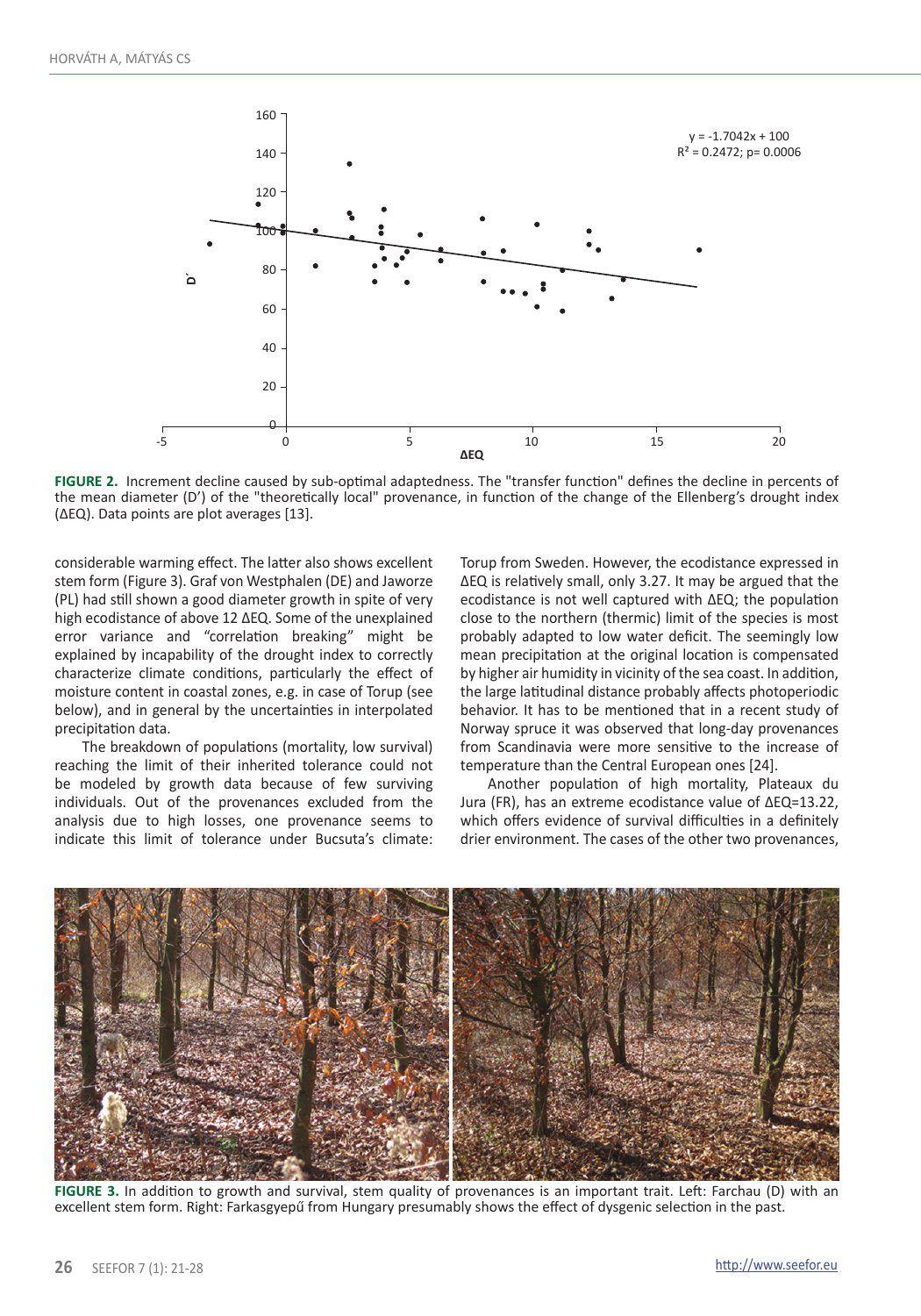**FIGURE 2.** Increment decline caused by sub-optimal adaptedness. The "transfer function" defines the decline in percents of the mean diameter (D') of the "theoretically local" provenance, in function of the change of the Ellenberg's drought index (ΔEQ). Data points are plot averages [13].

considerable warming effect. The latter also shows excellent stem form (Figure 3). Graf von Westphalen (DE) and Jaworze (PL) had still shown a good diameter growth in spite of very high ecodistance of above 12 ΔEQ. Some of the unexplained error variance and "correlation breaking" might be explained by incapability of the drought index to correctly characterize climate conditions, particularly the effect of moisture content in coastal zones, e.g. in case of Torup (see below), and in general by the uncertainties in interpolated precipitation data.

The breakdown of populations (mortality, low survival) reaching the limit of their inherited tolerance could not be modeled by growth data because of few surviving individuals. Out of the provenances excluded from the analysis due to high losses, one provenance seems to indicate this limit of tolerance under Bucsuta's climate: Torup from Sweden. However, the ecodistance expressed in ΔEQ is relatively small, only 3.27. It may be argued that the ecodistance is not well captured with ΔEQ; the population close to the northern (thermic) limit of the species is most probably adapted to low water deficit. The seemingly low mean precipitation at the original location is compensated by higher air humidity in vicinity of the sea coast. In addition, the large latitudinal distance probably affects photoperiodic behavior. It has to be mentioned that in a recent study of Norway spruce it was observed that long-day provenances from Scandinavia were more sensitive to the increase of temperature than the Central European ones [24].

Another population of high mortality, Plateaux du Jura (FR), has an extreme ecodistance value of ΔEQ=13.22, which offers evidence of survival difficulties in a definitely drier environment. The cases of the other two provenances,

**FIGURE 3.** In addition to growth and survival, stem quality of provenances is an important trait. Left: Farchau (D) with an excellent stem form. Right: Farkasgyepű from Hungary presumably shows the effect of dysgenic selection in the past.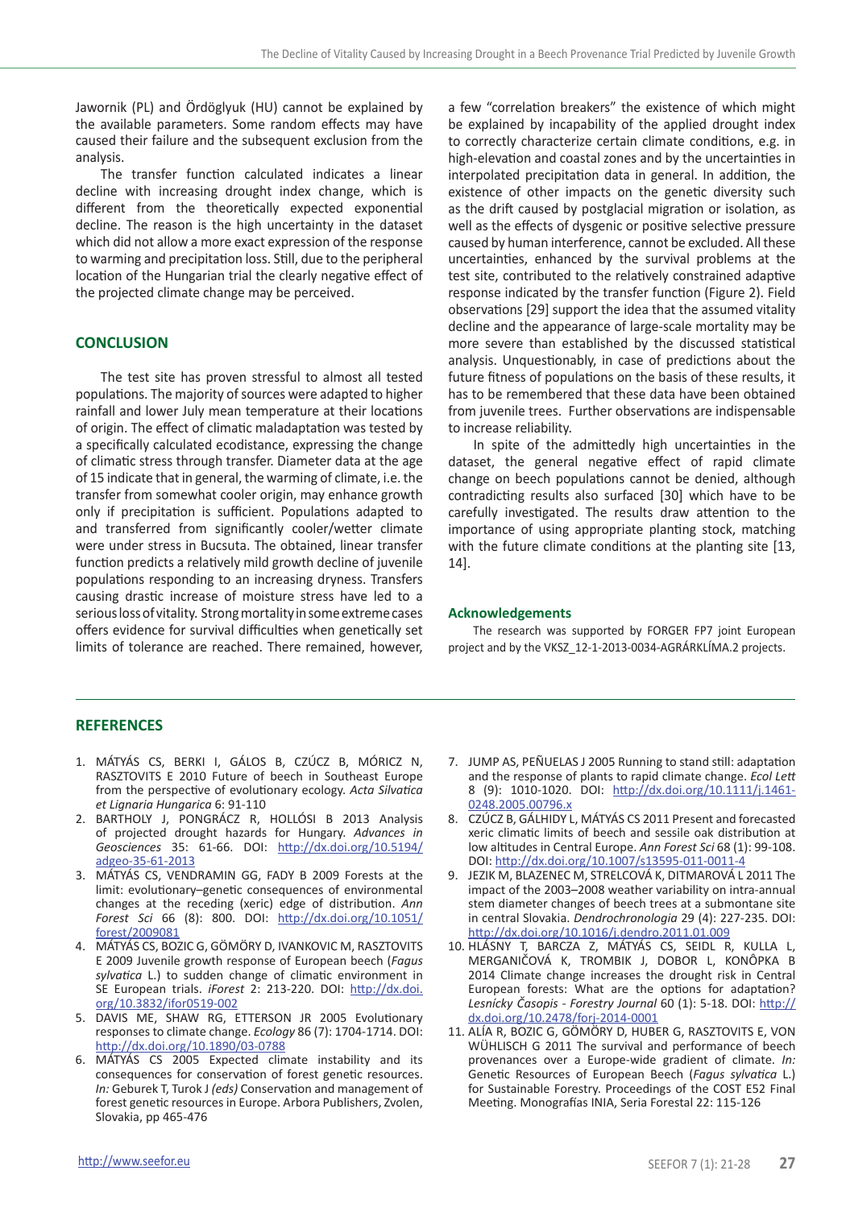Jawornik (PL) and Ördöglyuk (HU) cannot be explained by the available parameters. Some random effects may have caused their failure and the subsequent exclusion from the analysis.

The transfer function calculated indicates a linear decline with increasing drought index change, which is different from the theoretically expected exponential decline. The reason is the high uncertainty in the dataset which did not allow a more exact expression of the response to warming and precipitation loss. Still, due to the peripheral location of the Hungarian trial the clearly negative effect of the projected climate change may be perceived.

## CONCLUSION

The test site has proven stressful to almost all tested populations. The majority of sources were adapted to higher rainfall and lower July mean temperature at their locations of origin. The effect of climatic maladaptation was tested by a specifically calculated ecodistance, expressing the change of climatic stress through transfer. Diameter data at the age of 15 indicate that in general, the warming of climate, i.e. the transfer from somewhat cooler origin, may enhance growth only if precipitation is sufficient. Populations adapted to and transferred from significantly cooler/wetter climate were under stress in Bucsuta. The obtained, linear transfer function predicts a relatively mild growth decline of juvenile populations responding to an increasing dryness. Transfers causing drastic increase of moisture stress have led to a serious loss of vitality. Strong mortality in some extreme cases offers evidence for survival difficulties when genetically set limits of tolerance are reached. There remained, however, a few "correlation breakers" the existence of which might be explained by incapability of the applied drought index to correctly characterize certain climate conditions, e.g. in high-elevation and coastal zones and by the uncertainties in interpolated precipitation data in general. In addition, the existence of other impacts on the genetic diversity such as the drift caused by postglacial migration or isolation, as well as the effects of dysgenic or positive selective pressure caused by human interference, cannot be excluded. All these uncertainties, enhanced by the survival problems at the test site, contributed to the relatively constrained adaptive response indicated by the transfer function (Figure 2). Field observations [29] support the idea that the assumed vitality decline and the appearance of large-scale mortality may be more severe than established by the discussed statistical analysis. Unquestionably, in case of predictions about the future fitness of populations on the basis of these results, it has to be remembered that these data have been obtained from juvenile trees. Further observations are indispensable to increase reliability.

In spite of the admittedly high uncertainties in the dataset, the general negative effect of rapid climate change on beech populations cannot be denied, although contradicting results also surfaced [30] which have to be carefully investigated. The results draw attention to the importance of using appropriate planting stock, matching with the future climate conditions at the planting site [13, 14].

### Acknowledgements

The research was supported by FORGER FP7 joint European project and by the VKSZ_12-1-2013-0034-AGRÁRKLÍMA.2 projects.

## REFERENCES

1. MÁTYÁS CS, BERKI I, GÁLOS B, CZÚCZ B, MÓRICZ N, RASZTOVITS E 2010 Future of beech in Southeast Europe from the perspective of evolutionary ecology. *Acta Silvatica et Lignaria Hungarica* 6: 91-110
2. BARTHOLY J, PONGRÁCZ R, HOLLÓSI B 2013 Analysis of projected drought hazards for Hungary. *Advances in Geosciences* 35: 61-66. DOI: http://dx.doi.org/10.5194/adgeo-35-61-2013
3. MÁTYÁS CS, VENDRAMIN GG, FADY B 2009 Forests at the limit: evolutionary–genetic consequences of environmental changes at the receding (xeric) edge of distribution. *Ann Forest Sci* 66 (8): 800. DOI: http://dx.doi.org/10.1051/forest/2009081
4. MÁTYÁS CS, BOZIC G, GÖMÖRY D, IVANKOVIC M, RASZTOVITS E 2009 Juvenile growth response of European beech (*Fagus sylvatica* L.) to sudden change of climatic environment in SE European trials. *iForest* 2: 213-220. DOI: http://dx.doi.org/10.3832/ifor0519-002
5. DAVIS ME, SHAW RG, ETTERSON JR 2005 Evolutionary responses to climate change. *Ecology* 86 (7): 1704-1714. DOI: http://dx.doi.org/10.1890/03-0788
6. MÁTYÁS CS 2005 Expected climate instability and its consequences for conservation of forest genetic resources. *In:* Geburek T, Turok J *(eds)* Conservation and management of forest genetic resources in Europe. Arbora Publishers, Zvolen, Slovakia, pp 465-476
7. JUMP AS, PEÑUELAS J 2005 Running to stand still: adaptation and the response of plants to rapid climate change. *Ecol Lett* 8 (9): 1010-1020. DOI: http://dx.doi.org/10.1111/j.1461-0248.2005.00796.x
8. CZÚCZ B, GÁLHIDY L, MÁTYÁS CS 2011 Present and forecasted xeric climatic limits of beech and sessile oak distribution at low altitudes in Central Europe. *Ann Forest Sci* 68 (1): 99-108. DOI: http://dx.doi.org/10.1007/s13595-011-0011-4
9. JEZIK M, BLAZENEC M, STRELCOVÁ K, DITMAROVÁ L 2011 The impact of the 2003–2008 weather variability on intra-annual stem diameter changes of beech trees at a submontane site in central Slovakia. *Dendrochronologia* 29 (4): 227-235. DOI: http://dx.doi.org/10.1016/j.dendro.2011.01.009
10. HLÁSNY T, BARCZA Z, MÁTYÁS CS, SEIDL R, KULLA L, MERGANIČOVÁ K, TROMBIK J, DOBOR L, KONÔPKA B 2014 Climate change increases the drought risk in Central European forests: What are the options for adaptation? *Lesnícky Časopis - Forestry Journal* 60 (1): 5-18. DOI: http://dx.doi.org/10.2478/forj-2014-0001
11. ALÍA R, BOZIC G, GÖMÖRY D, HUBER G, RASZTOVITS E, VON WÜHLISCH G 2011 The survival and performance of beech provenances over a Europe-wide gradient of climate. *In:* Genetic Resources of European Beech (*Fagus sylvatica* L.) for Sustainable Forestry. Proceedings of the COST E52 Final Meeting. Monografías INIA, Seria Forestal 22: 115-126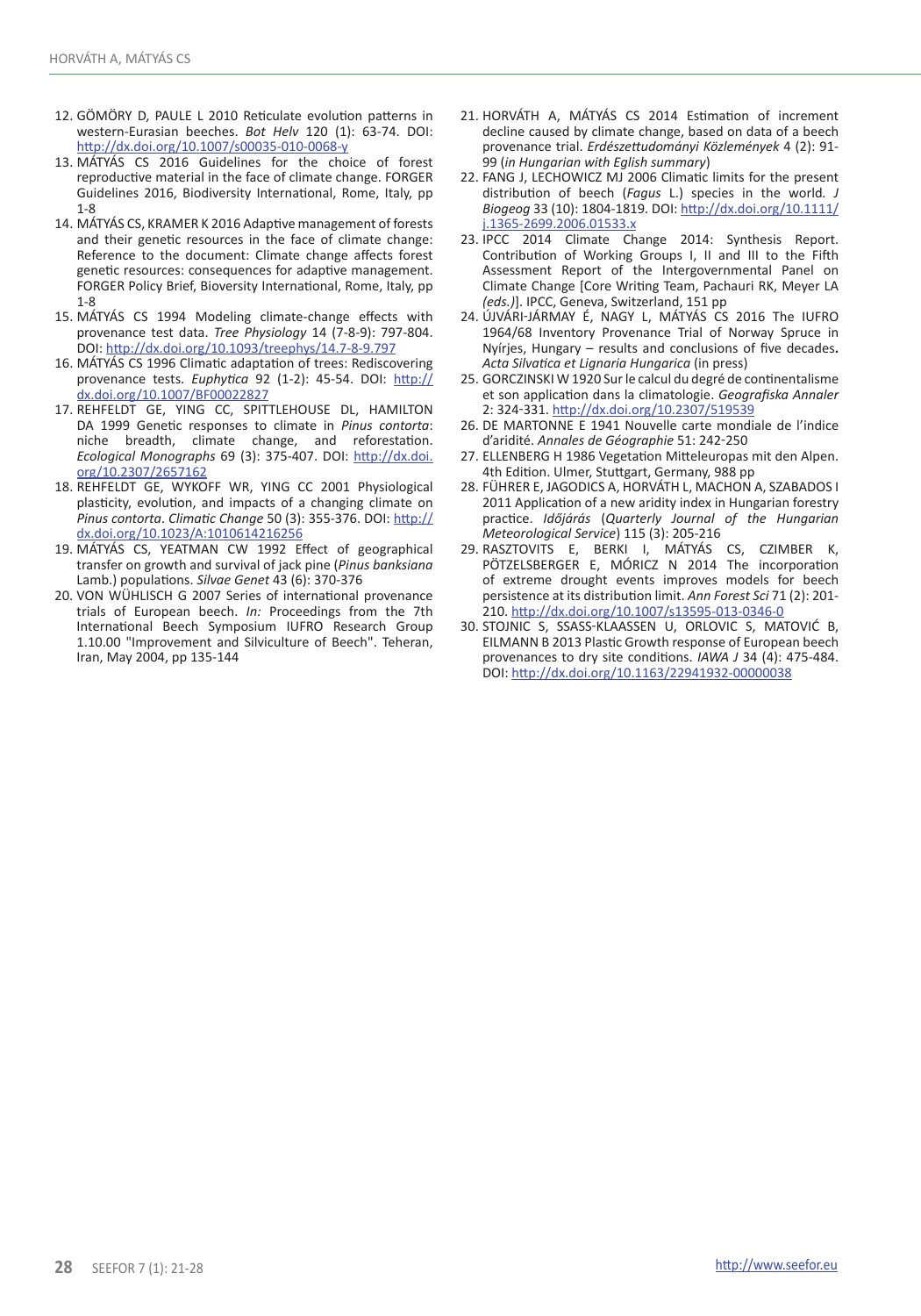12. GÖMÖRY D, PAULE L 2010 Reticulate evolution patterns in western-Eurasian beeches. *Bot Helv* 120 (1): 63-74. DOI: http://dx.doi.org/10.1007/s00035-010-0068-y
13. MÁTYÁS CS 2016 Guidelines for the choice of forest reproductive material in the face of climate change. FORGER Guidelines 2016, Biodiversity International, Rome, Italy, pp 1-8
14. MÁTYÁS CS, KRAMER K 2016 Adaptive management of forests and their genetic resources in the face of climate change: Reference to the document: Climate change affects forest genetic resources: consequences for adaptive management. FORGER Policy Brief, Bioversity International, Rome, Italy, pp 1-8
15. MÁTYÁS CS 1994 Modeling climate-change effects with provenance test data. *Tree Physiology* 14 (7-8-9): 797-804. DOI: http://dx.doi.org/10.1093/treephys/14.7-8-9.797
16. MÁTYÁS CS 1996 Climatic adaptation of trees: Rediscovering provenance tests. *Euphytica* 92 (1-2): 45-54. DOI: http://dx.doi.org/10.1007/BF00022827
17. REHFELDT GE, YING CC, SPITTLEHOUSE DL, HAMILTON DA 1999 Genetic responses to climate in *Pinus contorta*: niche breadth, climate change, and reforestation. *Ecological Monographs* 69 (3): 375-407. DOI: http://dx.doi.org/10.2307/2657162
18. REHFELDT GE, WYKOFF WR, YING CC 2001 Physiological plasticity, evolution, and impacts of a changing climate on *Pinus contorta*. *Climatic Change* 50 (3): 355-376. DOI: http://dx.doi.org/10.1023/A:1010614216256
19. MÁTYÁS CS, YEATMAN CW 1992 Effect of geographical transfer on growth and survival of jack pine (*Pinus banksiana* Lamb.) populations. *Silvae Genet* 43 (6): 370-376
20. VON WÜHLISCH G 2007 Series of international provenance trials of European beech. *In:* Proceedings from the 7th International Beech Symposium IUFRO Research Group 1.10.00 "Improvement and Silviculture of Beech". Teheran, Iran, May 2004, pp 135-144
21. HORVÁTH A, MÁTYÁS CS 2014 Estimation of increment decline caused by climate change, based on data of a beech provenance trial. *Erdészettudományi Közlemények* 4 (2): 91-99 (*in Hungarian with Eglish summary*)
22. FANG J, LECHOWICZ MJ 2006 Climatic limits for the present distribution of beech (*Fagus* L.) species in the world. *J Biogeog* 33 (10): 1804-1819. DOI: http://dx.doi.org/10.1111/j.1365-2699.2006.01533.x
23. IPCC 2014 Climate Change 2014: Synthesis Report. Contribution of Working Groups I, II and III to the Fifth Assessment Report of the Intergovernmental Panel on Climate Change [Core Writing Team, Pachauri RK, Meyer LA *(eds.)*]. IPCC, Geneva, Switzerland, 151 pp
24. ÚJVÁRI-JÁRMAY É, NAGY L, MÁTYÁS CS 2016 The IUFRO 1964/68 Inventory Provenance Trial of Norway Spruce in Nyírjes, Hungary – results and conclusions of five decades. *Acta Silvatica et Lignaria Hungarica* (in press)
25. GORCZINSKI W 1920 Sur le calcul du degré de continentalisme et son application dans la climatologie. *Geografiska Annaler* 2: 324-331. http://dx.doi.org/10.2307/519539
26. DE MARTONNE E 1941 Nouvelle carte mondiale de l'indice d'aridité. *Annales de Géographie* 51: 242-250
27. ELLENBERG H 1986 Vegetation Mitteleuropas mit den Alpen. 4th Edition. Ulmer, Stuttgart, Germany, 988 pp
28. FÜHRER E, JAGODICS A, HORVÁTH L, MACHON A, SZABADOS I 2011 Application of a new aridity index in Hungarian forestry practice. *Időjárás* (*Quarterly Journal of the Hungarian Meteorological Service*) 115 (3): 205-216
29. RASZTOVITS E, BERKI I, MÁTYÁS CS, CZIMBER K, PÖTZELSBERGER E, MÓRICZ N 2014 The incorporation of extreme drought events improves models for beech persistence at its distribution limit. *Ann Forest Sci* 71 (2): 201-210. http://dx.doi.org/10.1007/s13595-013-0346-0
30. STOJNIC S, SSASS-KLAASSEN U, ORLOVIC S, MATOVIĆ B, EILMANN B 2013 Plastic Growth response of European beech provenances to dry site conditions. *IAWA J* 34 (4): 475-484. DOI: http://dx.doi.org/10.1163/22941932-00000038